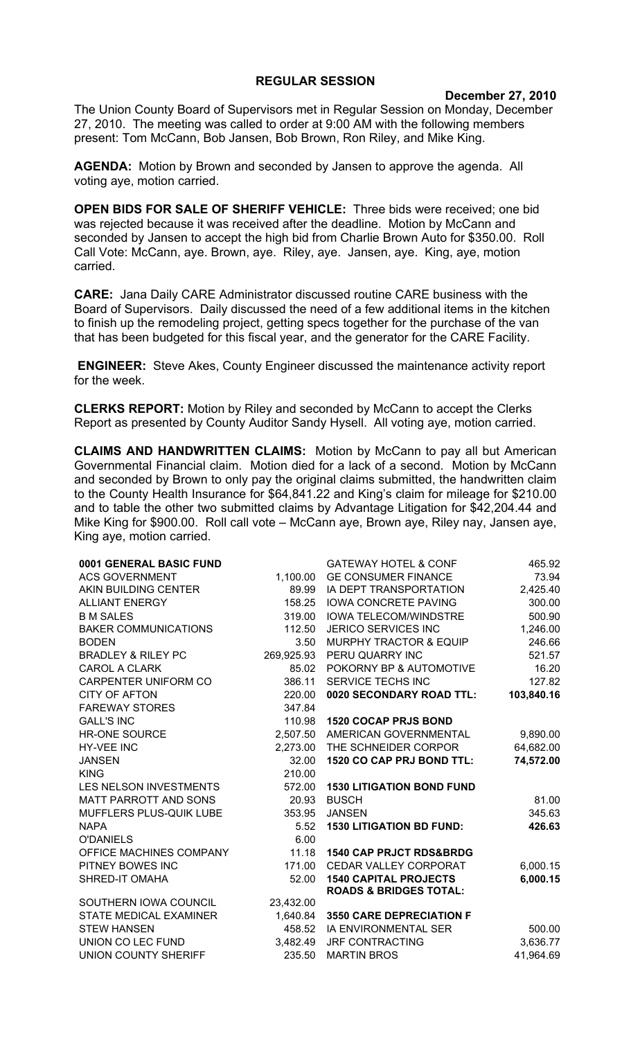# REGULAR SESSION

**December 27, 2010**

The Union County Board of Supervisors met in Regular Session on Monday, December 27, 2010. The meeting was called to order at 9:00 AM with the following members present: Tom McCann, Bob Jansen, Bob Brown, Ron Riley, and Mike King.

**AGENDA:** Motion by Brown and seconded by Jansen to approve the agenda. All voting aye, motion carried.

**OPEN BIDS FOR SALE OF SHERIFF VEHICLE:** Three bids were received; one bid was rejected because it was received after the deadline. Motion by McCann and seconded by Jansen to accept the high bid from Charlie Brown Auto for $350.00. Roll Call Vote: McCann, aye. Brown, aye. Riley, aye. Jansen, aye. King, aye, motion carried.

**CARE:** Jana Daily CARE Administrator discussed routine CARE business with the Board of Supervisors. Daily discussed the need of a few additional items in the kitchen to finish up the remodeling project, getting specs together for the purchase of the van that has been budgeted for this fiscal year, and the generator for the CARE Facility.

**ENGINEER:** Steve Akes, County Engineer discussed the maintenance activity report for the week.

**CLERKS REPORT:** Motion by Riley and seconded by McCann to accept the Clerks Report as presented by County Auditor Sandy Hysell. All voting aye, motion carried.

**CLAIMS AND HANDWRITTEN CLAIMS:** Motion by McCann to pay all but American Governmental Financial claim. Motion died for a lack of a second. Motion by McCann and seconded by Brown to only pay the original claims submitted, the handwritten claim to the County Health Insurance for $64,841.22 and King's claim for mileage for $210.00 and to table the other two submitted claims by Advantage Litigation for $42,204.44 and Mike King for $900.00. Roll call vote – McCann aye, Brown aye, Riley nay, Jansen aye, King aye, motion carried.

| | |
|---|---|
| **0001 GENERAL BASIC FUND** | |
| ACS GOVERNMENT | 1,100.00 |
| AKIN BUILDING CENTER | 89.99 |
| ALLIANT ENERGY | 158.25 |
| B M SALES | 319.00 |
| BAKER COMMUNICATIONS | 112.50 |
| BODEN | 3.50 |
| BRADLEY & RILEY PC | 269,925.93 |
| CAROL A CLARK | 85.02 |
| CARPENTER UNIFORM CO | 386.11 |
| CITY OF AFTON | 220.00 |
| FAREWAY STORES | 347.84 |
| GALL'S INC | 110.98 |
| HR-ONE SOURCE | 2,507.50 |
| HY-VEE INC | 2,273.00 |
| JANSEN | 32.00 |
| KING | 210.00 |
| LES NELSON INVESTMENTS | 572.00 |
| MATT PARROTT AND SONS | 20.93 |
| MUFFLERS PLUS-QUIK LUBE | 353.95 |
| NAPA | 5.52 |
| O'DANIELS | 6.00 |
| OFFICE MACHINES COMPANY | 11.18 |
| PITNEY BOWES INC | 171.00 |
| SHRED-IT OMAHA | 52.00 |
| SOUTHERN IOWA COUNCIL | 23,432.00 |
| STATE MEDICAL EXAMINER | 1,640.84 |
| STEW HANSEN | 458.52 |
| UNION CO LEC FUND | 3,482.49 |
| UNION COUNTY SHERIFF | 235.50 |
| GATEWAY HOTEL & CONF | 465.92 |
| GE CONSUMER FINANCE | 73.94 |
| IA DEPT TRANSPORTATION | 2,425.40 |
| IOWA CONCRETE PAVING | 300.00 |
| IOWA TELECOM/WINDSTRE | 500.90 |
| JERICO SERVICES INC | 1,246.00 |
| MURPHY TRACTOR & EQUIP | 246.66 |
| PERU QUARRY INC | 521.57 |
| POKORNY BP & AUTOMOTIVE | 16.20 |
| SERVICE TECHS INC | 127.82 |
| **0020 SECONDARY ROAD TTL:** | **103,840.16** |
| **1520 COCAP PRJS BOND** | |
| AMERICAN GOVERNMENTAL | 9,890.00 |
| THE SCHNEIDER CORPOR | 64,682.00 |
| **1520 CO CAP PRJ BOND TTL:** | **74,572.00** |
| **1530 LITIGATION BOND FUND** | |
| BUSCH | 81.00 |
| JANSEN | 345.63 |
| **1530 LITIGATION BD FUND:** | **426.63** |
| **1540 CAP PRJCT RDS&BRDG** | |
| CEDAR VALLEY CORPORAT | 6,000.15 |
| **1540 CAPITAL PROJECTS ROADS & BRIDGES TOTAL:** | **6,000.15** |
| **3550 CARE DEPRECIATION F** | |
| IA ENVIRONMENTAL SER | 500.00 |
| JRF CONTRACTING | 3,636.77 |
| MARTIN BROS | 41,964.69 |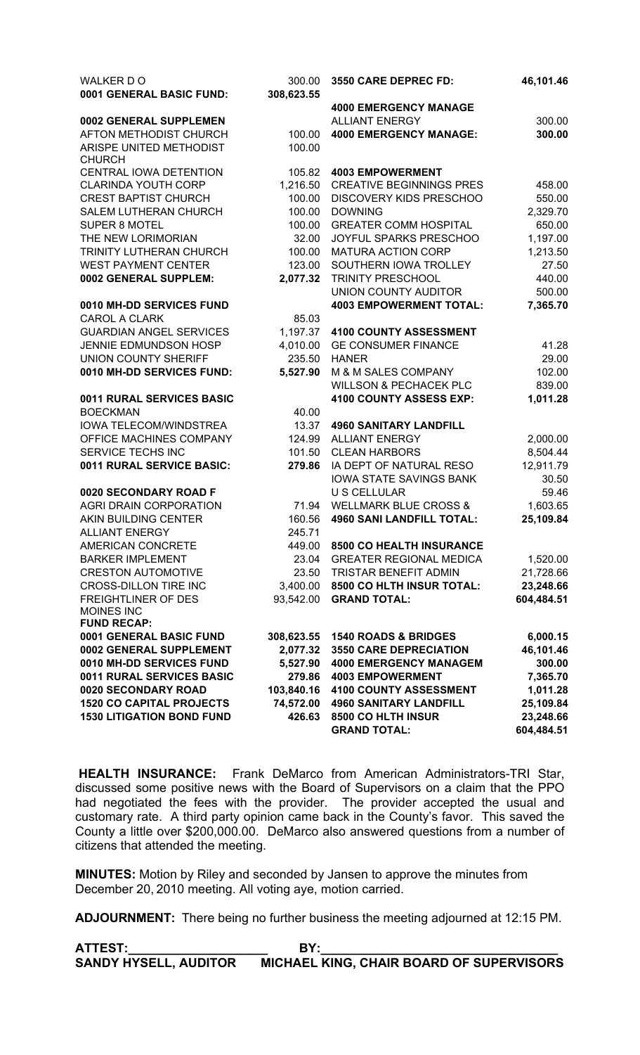| | |
|---|---|
| WALKER D O | 300.00 |
| **0001 GENERAL BASIC FUND:** | **308,623.55** |
| | |
| **0002 GENERAL SUPPLEMEN** | |
| AFTON METHODIST CHURCH | 100.00 |
| ARISPE UNITED METHODIST CHURCH | 100.00 |
| CENTRAL IOWA DETENTION | 105.82 |
| CLARINDA YOUTH CORP | 1,216.50 |
| CREST BAPTIST CHURCH | 100.00 |
| SALEM LUTHERAN CHURCH | 100.00 |
| SUPER 8 MOTEL | 100.00 |
| THE NEW LORIMORIAN | 32.00 |
| TRINITY LUTHERAN CHURCH | 100.00 |
| WEST PAYMENT CENTER | 123.00 |
| **0002 GENERAL SUPPLEM:** | **2,077.32** |
| | |
| **0010 MH-DD SERVICES FUND** | |
| CAROL A CLARK | 85.03 |
| GUARDIAN ANGEL SERVICES | 1,197.37 |
| JENNIE EDMUNDSON HOSP | 4,010.00 |
| UNION COUNTY SHERIFF | 235.50 |
| **0010 MH-DD SERVICES FUND:** | **5,527.90** |
| | |
| **0011 RURAL SERVICES BASIC** | |
| BOECKMAN | 40.00 |
| IOWA TELECOM/WINDSTREA | 13.37 |
| OFFICE MACHINES COMPANY | 124.99 |
| SERVICE TECHS INC | 101.50 |
| **0011 RURAL SERVICE BASIC:** | **279.86** |
| | |
| **0020 SECONDARY ROAD F** | |
| AGRI DRAIN CORPORATION | 71.94 |
| AKIN BUILDING CENTER | 160.56 |
| ALLIANT ENERGY | 245.71 |
| AMERICAN CONCRETE | 449.00 |
| BARKER IMPLEMENT | 23.04 |
| CRESTON AUTOMOTIVE | 23.50 |
| CROSS-DILLON TIRE INC | 3,400.00 |
| FREIGHTLINER OF DES MOINES INC | 93,542.00 |

| | |
|---|---|
| **3550 CARE DEPREC FD:** | **46,101.46** |
| | |
| **4000 EMERGENCY MANAGE** | |
| ALLIANT ENERGY | 300.00 |
| **4000 EMERGENCY MANAGE:** | **300.00** |
| | |
| **4003 EMPOWERMENT** | |
| CREATIVE BEGINNINGS PRES | 458.00 |
| DISCOVERY KIDS PRESCHOO | 550.00 |
| DOWNING | 2,329.70 |
| GREATER COMM HOSPITAL | 650.00 |
| JOYFUL SPARKS PRESCHOO | 1,197.00 |
| MATURA ACTION CORP | 1,213.50 |
| SOUTHERN IOWA TROLLEY | 27.50 |
| TRINITY PRESCHOOL | 440.00 |
| UNION COUNTY AUDITOR | 500.00 |
| **4003 EMPOWERMENT TOTAL:** | **7,365.70** |
| | |
| **4100 COUNTY ASSESSMENT** | |
| GE CONSUMER FINANCE | 41.28 |
| HANER | 29.00 |
| M & M SALES COMPANY | 102.00 |
| WILLSON & PECHACEK PLC | 839.00 |
| **4100 COUNTY ASSESS EXP:** | **1,011.28** |
| | |
| **4960 SANITARY LANDFILL** | |
| ALLIANT ENERGY | 2,000.00 |
| CLEAN HARBORS | 8,504.44 |
| IA DEPT OF NATURAL RESO | 12,911.79 |
| IOWA STATE SAVINGS BANK | 30.50 |
| U S CELLULAR | 59.46 |
| WELLMARK BLUE CROSS & | 1,603.65 |
| **4960 SANI LANDFILL TOTAL:** | **25,109.84** |
| | |
| **8500 CO HEALTH INSURANCE** | |
| GREATER REGIONAL MEDICA | 1,520.00 |
| TRISTAR BENEFIT ADMIN | 21,728.66 |
| **8500 CO HLTH INSUR TOTAL:** | **23,248.66** |
| **GRAND TOTAL:** | **604,484.51** |

**FUND RECAP:**

| | | | |
|---|---|---|---|
| **0001 GENERAL BASIC FUND** | **308,623.55** | **1540 ROADS & BRIDGES** | **6,000.15** |
| **0002 GENERAL SUPPLEMENT** | **2,077.32** | **3550 CARE DEPRECIATION** | **46,101.46** |
| **0010 MH-DD SERVICES FUND** | **5,527.90** | **4000 EMERGENCY MANAGEM** | **300.00** |
| **0011 RURAL SERVICES BASIC** | **279.86** | **4003 EMPOWERMENT** | **7,365.70** |
| **0020 SECONDARY ROAD** | **103,840.16** | **4100 COUNTY ASSESSMENT** | **1,011.28** |
| **1520 CO CAPITAL PROJECTS** | **74,572.00** | **4960 SANITARY LANDFILL** | **25,109.84** |
| **1530 LITIGATION BOND FUND** | **426.63** | **8500 CO HLTH INSUR** | **23,248.66** |
| | | **GRAND TOTAL:** | **604,484.51** |

**HEALTH INSURANCE:** Frank DeMarco from American Administrators-TRI Star, discussed some positive news with the Board of Supervisors on a claim that the PPO had negotiated the fees with the provider. The provider accepted the usual and customary rate. A third party opinion came back in the County's favor. This saved the County a little over $200,000.00. DeMarco also answered questions from a number of citizens that attended the meeting.

**MINUTES:** Motion by Riley and seconded by Jansen to approve the minutes from December 20, 2010 meeting. All voting aye, motion carried.

**ADJOURNMENT:** There being no further business the meeting adjourned at 12:15 PM.

**ATTEST:\_\_\_\_\_\_\_\_\_\_\_\_\_\_\_\_\_\_\_\_ BY:\_\_\_\_\_\_\_\_\_\_\_\_\_\_\_\_\_\_\_\_\_\_\_\_\_\_\_\_\_\_\_\_\_\_**

**SANDY HYSELL, AUDITOR MICHAEL KING, CHAIR BOARD OF SUPERVISORS**